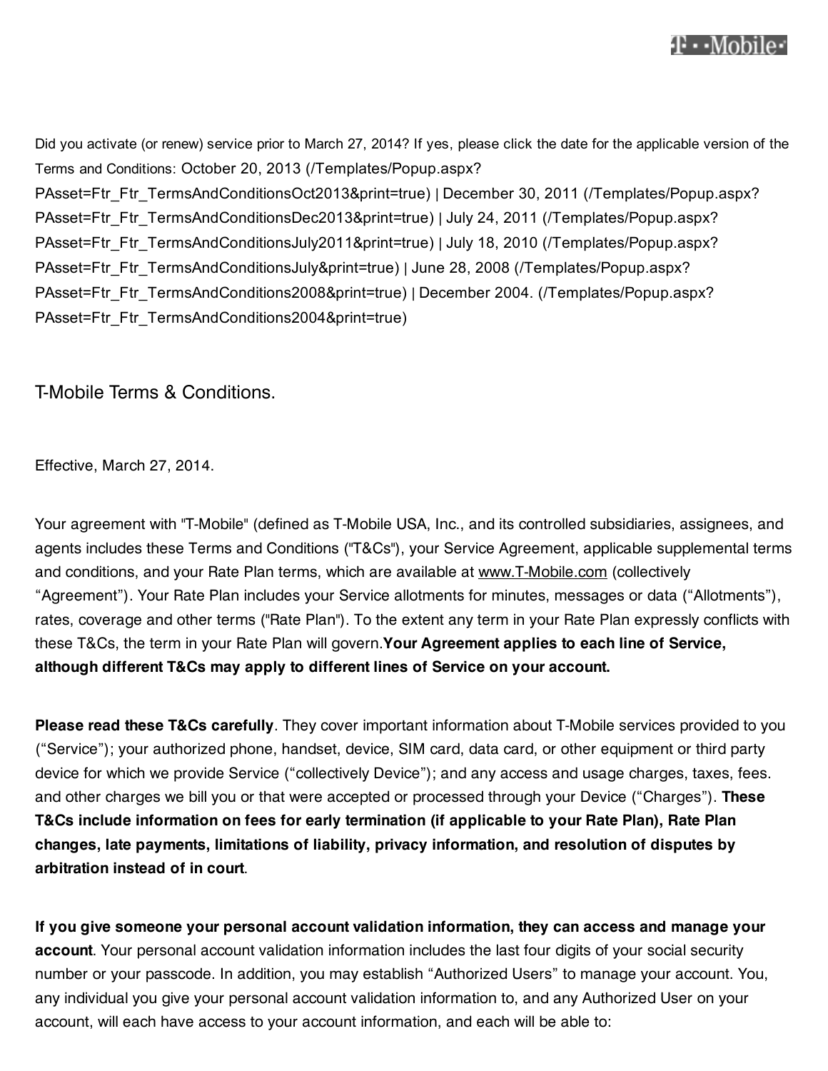Did you activate (or renew) service prior to March 27, 2014? If yes, please click the date for the applicable version of the Terms and Conditions: October 20, 2013 (/Templates/Popup.aspx?PAsset=Ftr_Ftr_TermsAndConditionsOct2013&print=true) | December 30, 2011 (/Templates/Popup.aspx?PAsset=Ftr_Ftr_TermsAndConditionsDec2013&print=true) | July 24, 2011 (/Templates/Popup.aspx?PAsset=Ftr_Ftr_TermsAndConditionsJuly2011&print=true) | July 18, 2010 (/Templates/Popup.aspx?PAsset=Ftr_Ftr_TermsAndConditionsJuly&print=true) | June 28, 2008 (/Templates/Popup.aspx?PAsset=Ftr_Ftr_TermsAndConditions2008&print=true) | December 2004. (/Templates/Popup.aspx?PAsset=Ftr_Ftr_TermsAndConditions2004&print=true)

# T-Mobile Terms & Conditions.

Effective, March 27, 2014.

Your agreement with "T-Mobile" (defined as T-Mobile USA, Inc., and its controlled subsidiaries, assignees, and agents includes these Terms and Conditions ("T&Cs"), your Service Agreement, applicable supplemental terms and conditions, and your Rate Plan terms, which are available at www.T-Mobile.com (collectively “Agreement”). Your Rate Plan includes your Service allotments for minutes, messages or data (“Allotments”), rates, coverage and other terms ("Rate Plan"). To the extent any term in your Rate Plan expressly conflicts with these T&Cs, the term in your Rate Plan will govern.**Your Agreement applies to each line of Service, although different T&Cs may apply to different lines of Service on your account.**

**Please read these T&Cs carefully**. They cover important information about T-Mobile services provided to you (“Service”); your authorized phone, handset, device, SIM card, data card, or other equipment or third party device for which we provide Service (“collectively Device”); and any access and usage charges, taxes, fees. and other charges we bill you or that were accepted or processed through your Device (“Charges”). **These T&Cs include information on fees for early termination (if applicable to your Rate Plan), Rate Plan changes, late payments, limitations of liability, privacy information, and resolution of disputes by arbitration instead of in court**.

**If you give someone your personal account validation information, they can access and manage your account**. Your personal account validation information includes the last four digits of your social security number or your passcode. In addition, you may establish “Authorized Users” to manage your account. You, any individual you give your personal account validation information to, and any Authorized User on your account, will each have access to your account information, and each will be able to: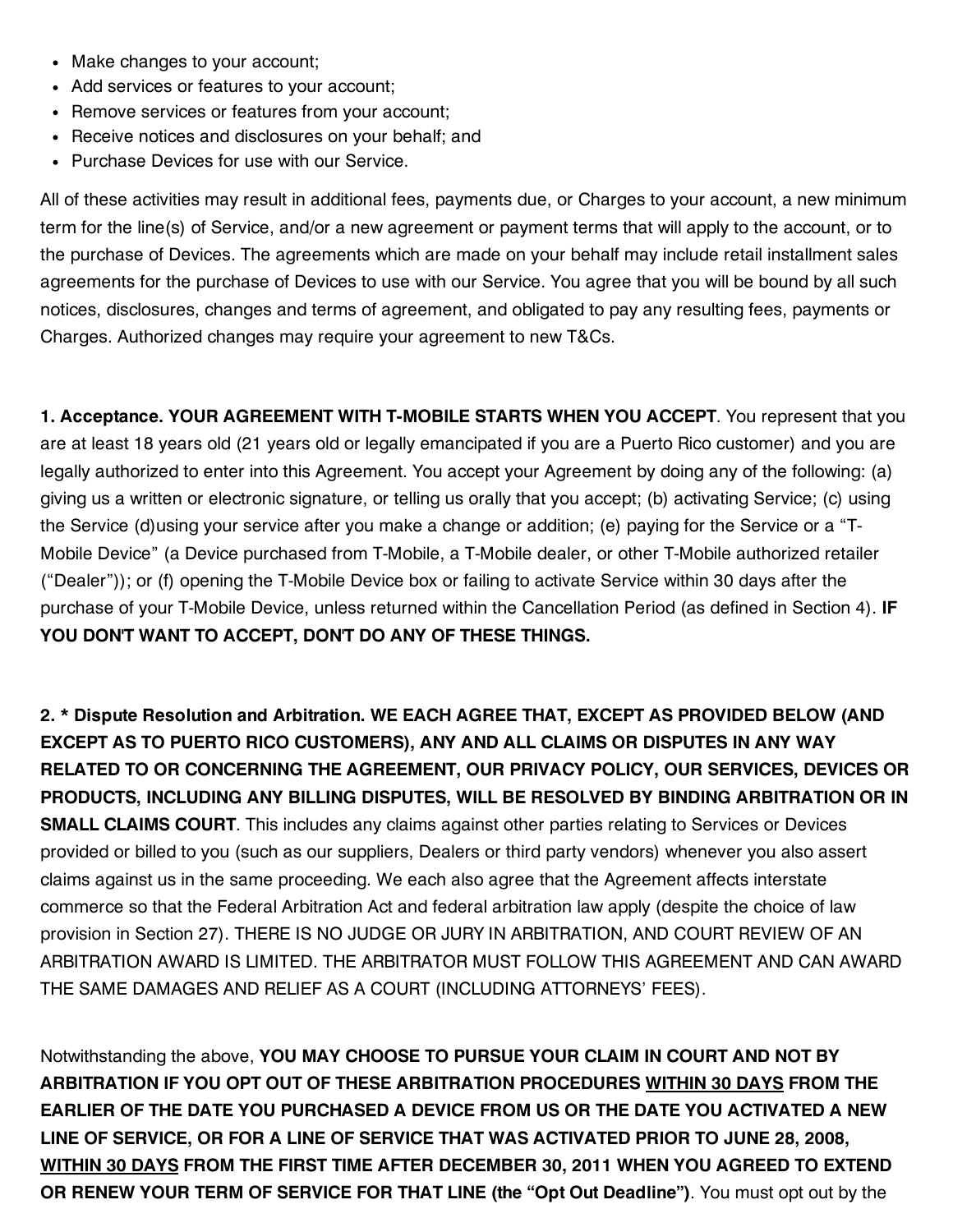- Make changes to your account;
- Add services or features to your account;
- Remove services or features from your account;
- Receive notices and disclosures on your behalf; and
- Purchase Devices for use with our Service.

All of these activities may result in additional fees, payments due, or Charges to your account, a new minimum term for the line(s) of Service, and/or a new agreement or payment terms that will apply to the account, or to the purchase of Devices. The agreements which are made on your behalf may include retail installment sales agreements for the purchase of Devices to use with our Service. You agree that you will be bound by all such notices, disclosures, changes and terms of agreement, and obligated to pay any resulting fees, payments or Charges. Authorized changes may require your agreement to new T&Cs.

**1. Acceptance. YOUR AGREEMENT WITH T-MOBILE STARTS WHEN YOU ACCEPT**. You represent that you are at least 18 years old (21 years old or legally emancipated if you are a Puerto Rico customer) and you are legally authorized to enter into this Agreement. You accept your Agreement by doing any of the following: (a) giving us a written or electronic signature, or telling us orally that you accept; (b) activating Service; (c) using the Service (d)using your service after you make a change or addition; (e) paying for the Service or a "T-Mobile Device" (a Device purchased from T-Mobile, a T-Mobile dealer, or other T-Mobile authorized retailer ("Dealer")); or (f) opening the T-Mobile Device box or failing to activate Service within 30 days after the purchase of your T-Mobile Device, unless returned within the Cancellation Period (as defined in Section 4). **IF YOU DON'T WANT TO ACCEPT, DON'T DO ANY OF THESE THINGS.**

**2. * Dispute Resolution and Arbitration. WE EACH AGREE THAT, EXCEPT AS PROVIDED BELOW (AND EXCEPT AS TO PUERTO RICO CUSTOMERS), ANY AND ALL CLAIMS OR DISPUTES IN ANY WAY RELATED TO OR CONCERNING THE AGREEMENT, OUR PRIVACY POLICY, OUR SERVICES, DEVICES OR PRODUCTS, INCLUDING ANY BILLING DISPUTES, WILL BE RESOLVED BY BINDING ARBITRATION OR IN SMALL CLAIMS COURT**. This includes any claims against other parties relating to Services or Devices provided or billed to you (such as our suppliers, Dealers or third party vendors) whenever you also assert claims against us in the same proceeding. We each also agree that the Agreement affects interstate commerce so that the Federal Arbitration Act and federal arbitration law apply (despite the choice of law provision in Section 27). THERE IS NO JUDGE OR JURY IN ARBITRATION, AND COURT REVIEW OF AN ARBITRATION AWARD IS LIMITED. THE ARBITRATOR MUST FOLLOW THIS AGREEMENT AND CAN AWARD THE SAME DAMAGES AND RELIEF AS A COURT (INCLUDING ATTORNEYS' FEES).

Notwithstanding the above, **YOU MAY CHOOSE TO PURSUE YOUR CLAIM IN COURT AND NOT BY ARBITRATION IF YOU OPT OUT OF THESE ARBITRATION PROCEDURES <u>WITHIN 30 DAYS</u> FROM THE EARLIER OF THE DATE YOU PURCHASED A DEVICE FROM US OR THE DATE YOU ACTIVATED A NEW LINE OF SERVICE, OR FOR A LINE OF SERVICE THAT WAS ACTIVATED PRIOR TO JUNE 28, 2008, <u>WITHIN 30 DAYS</u> FROM THE FIRST TIME AFTER DECEMBER 30, 2011 WHEN YOU AGREED TO EXTEND OR RENEW YOUR TERM OF SERVICE FOR THAT LINE (the "Opt Out Deadline")**. You must opt out by the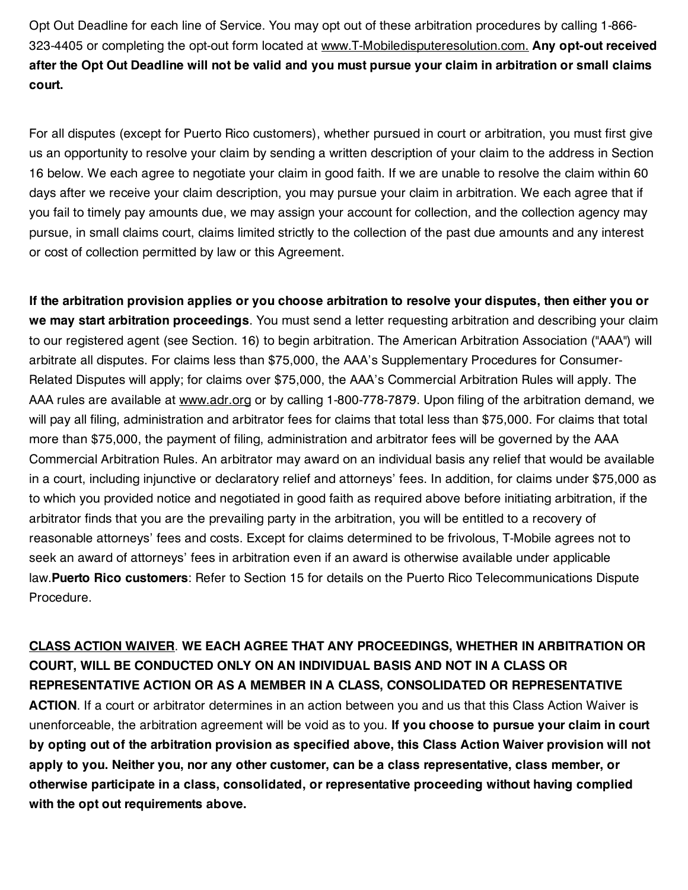Opt Out Deadline for each line of Service. You may opt out of these arbitration procedures by calling 1-866-323-4405 or completing the opt-out form located at www.T-Mobiledisputeresolution.com. **Any opt-out received after the Opt Out Deadline will not be valid and you must pursue your claim in arbitration or small claims court.**

For all disputes (except for Puerto Rico customers), whether pursued in court or arbitration, you must first give us an opportunity to resolve your claim by sending a written description of your claim to the address in Section 16 below. We each agree to negotiate your claim in good faith. If we are unable to resolve the claim within 60 days after we receive your claim description, you may pursue your claim in arbitration. We each agree that if you fail to timely pay amounts due, we may assign your account for collection, and the collection agency may pursue, in small claims court, claims limited strictly to the collection of the past due amounts and any interest or cost of collection permitted by law or this Agreement.

**If the arbitration provision applies or you choose arbitration to resolve your disputes, then either you or we may start arbitration proceedings**. You must send a letter requesting arbitration and describing your claim to our registered agent (see Section. 16) to begin arbitration. The American Arbitration Association ("AAA") will arbitrate all disputes. For claims less than $75,000, the AAA's Supplementary Procedures for Consumer-Related Disputes will apply; for claims over $75,000, the AAA's Commercial Arbitration Rules will apply. The AAA rules are available at www.adr.org or by calling 1-800-778-7879. Upon filing of the arbitration demand, we will pay all filing, administration and arbitrator fees for claims that total less than $75,000. For claims that total more than $75,000, the payment of filing, administration and arbitrator fees will be governed by the AAA Commercial Arbitration Rules. An arbitrator may award on an individual basis any relief that would be available in a court, including injunctive or declaratory relief and attorneys' fees. In addition, for claims under $75,000 as to which you provided notice and negotiated in good faith as required above before initiating arbitration, if the arbitrator finds that you are the prevailing party in the arbitration, you will be entitled to a recovery of reasonable attorneys' fees and costs. Except for claims determined to be frivolous, T-Mobile agrees not to seek an award of attorneys' fees in arbitration even if an award is otherwise available under applicable law.**Puerto Rico customers**: Refer to Section 15 for details on the Puerto Rico Telecommunications Dispute Procedure.

<u>**CLASS ACTION WAIVER**</u>. **WE EACH AGREE THAT ANY PROCEEDINGS, WHETHER IN ARBITRATION OR COURT, WILL BE CONDUCTED ONLY ON AN INDIVIDUAL BASIS AND NOT IN A CLASS OR REPRESENTATIVE ACTION OR AS A MEMBER IN A CLASS, CONSOLIDATED OR REPRESENTATIVE ACTION**. If a court or arbitrator determines in an action between you and us that this Class Action Waiver is unenforceable, the arbitration agreement will be void as to you. **If you choose to pursue your claim in court by opting out of the arbitration provision as specified above, this Class Action Waiver provision will not apply to you. Neither you, nor any other customer, can be a class representative, class member, or otherwise participate in a class, consolidated, or representative proceeding without having complied with the opt out requirements above.**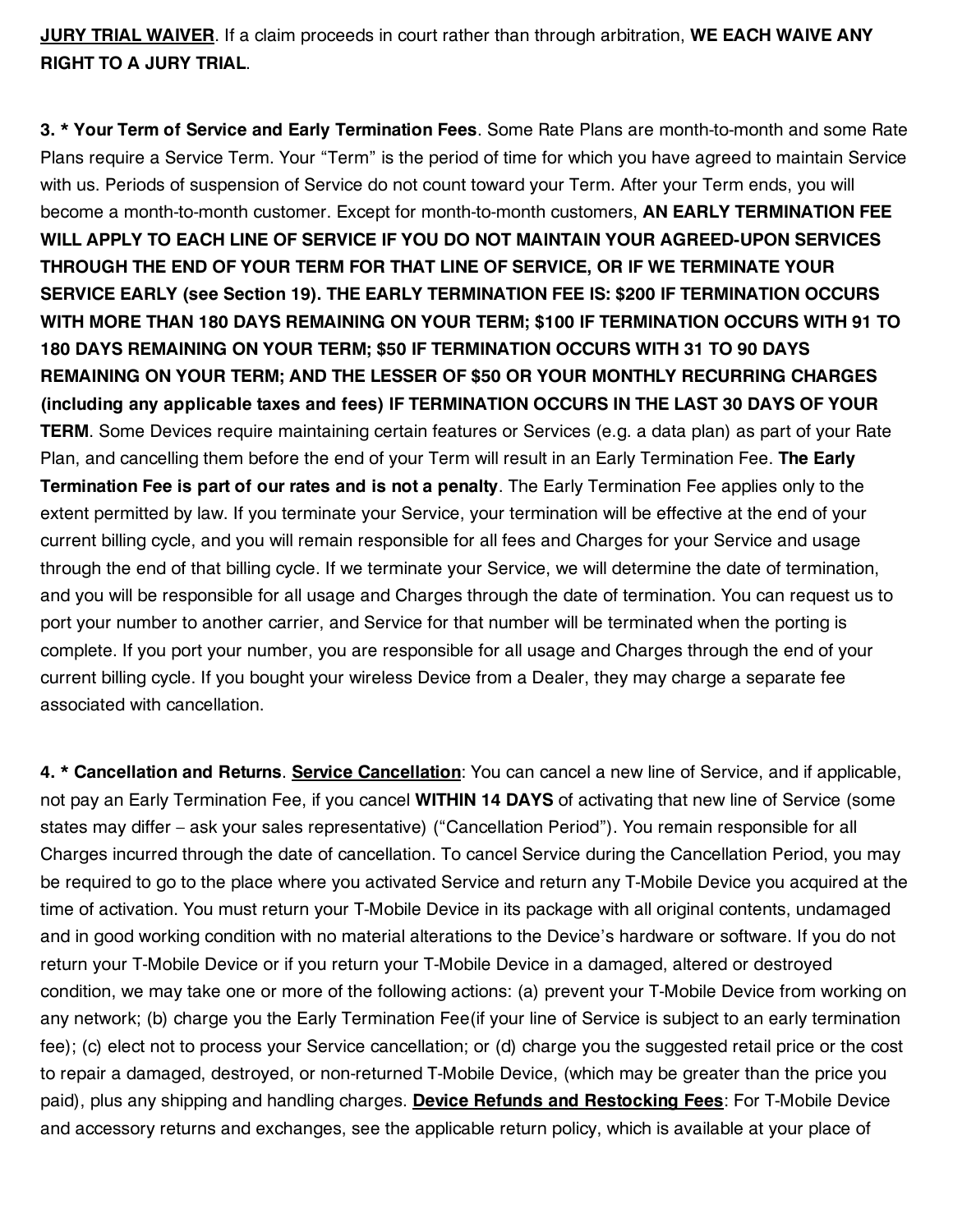**<u>JURY TRIAL WAIVER</u>**. If a claim proceeds in court rather than through arbitration, **WE EACH WAIVE ANY RIGHT TO A JURY TRIAL**.

**3. * Your Term of Service and Early Termination Fees**. Some Rate Plans are month-to-month and some Rate Plans require a Service Term. Your "Term" is the period of time for which you have agreed to maintain Service with us. Periods of suspension of Service do not count toward your Term. After your Term ends, you will become a month-to-month customer. Except for month-to-month customers, **AN EARLY TERMINATION FEE WILL APPLY TO EACH LINE OF SERVICE IF YOU DO NOT MAINTAIN YOUR AGREED-UPON SERVICES THROUGH THE END OF YOUR TERM FOR THAT LINE OF SERVICE, OR IF WE TERMINATE YOUR SERVICE EARLY (see Section 19). THE EARLY TERMINATION FEE IS: $200 IF TERMINATION OCCURS WITH MORE THAN 180 DAYS REMAINING ON YOUR TERM; $100 IF TERMINATION OCCURS WITH 91 TO 180 DAYS REMAINING ON YOUR TERM; $50 IF TERMINATION OCCURS WITH 31 TO 90 DAYS REMAINING ON YOUR TERM; AND THE LESSER OF $50 OR YOUR MONTHLY RECURRING CHARGES (including any applicable taxes and fees) IF TERMINATION OCCURS IN THE LAST 30 DAYS OF YOUR TERM**. Some Devices require maintaining certain features or Services (e.g. a data plan) as part of your Rate Plan, and cancelling them before the end of your Term will result in an Early Termination Fee. **The Early Termination Fee is part of our rates and is not a penalty**. The Early Termination Fee applies only to the extent permitted by law. If you terminate your Service, your termination will be effective at the end of your current billing cycle, and you will remain responsible for all fees and Charges for your Service and usage through the end of that billing cycle. If we terminate your Service, we will determine the date of termination, and you will be responsible for all usage and Charges through the date of termination. You can request us to port your number to another carrier, and Service for that number will be terminated when the porting is complete. If you port your number, you are responsible for all usage and Charges through the end of your current billing cycle. If you bought your wireless Device from a Dealer, they may charge a separate fee associated with cancellation.

**4. * Cancellation and Returns**. **<u>Service Cancellation</u>**: You can cancel a new line of Service, and if applicable, not pay an Early Termination Fee, if you cancel **WITHIN 14 DAYS** of activating that new line of Service (some states may differ – ask your sales representative) ("Cancellation Period"). You remain responsible for all Charges incurred through the date of cancellation. To cancel Service during the Cancellation Period, you may be required to go to the place where you activated Service and return any T-Mobile Device you acquired at the time of activation. You must return your T-Mobile Device in its package with all original contents, undamaged and in good working condition with no material alterations to the Device's hardware or software. If you do not return your T-Mobile Device or if you return your T-Mobile Device in a damaged, altered or destroyed condition, we may take one or more of the following actions: (a) prevent your T-Mobile Device from working on any network; (b) charge you the Early Termination Fee(if your line of Service is subject to an early termination fee); (c) elect not to process your Service cancellation; or (d) charge you the suggested retail price or the cost to repair a damaged, destroyed, or non-returned T-Mobile Device, (which may be greater than the price you paid), plus any shipping and handling charges. **<u>Device Refunds and Restocking Fees</u>**: For T-Mobile Device and accessory returns and exchanges, see the applicable return policy, which is available at your place of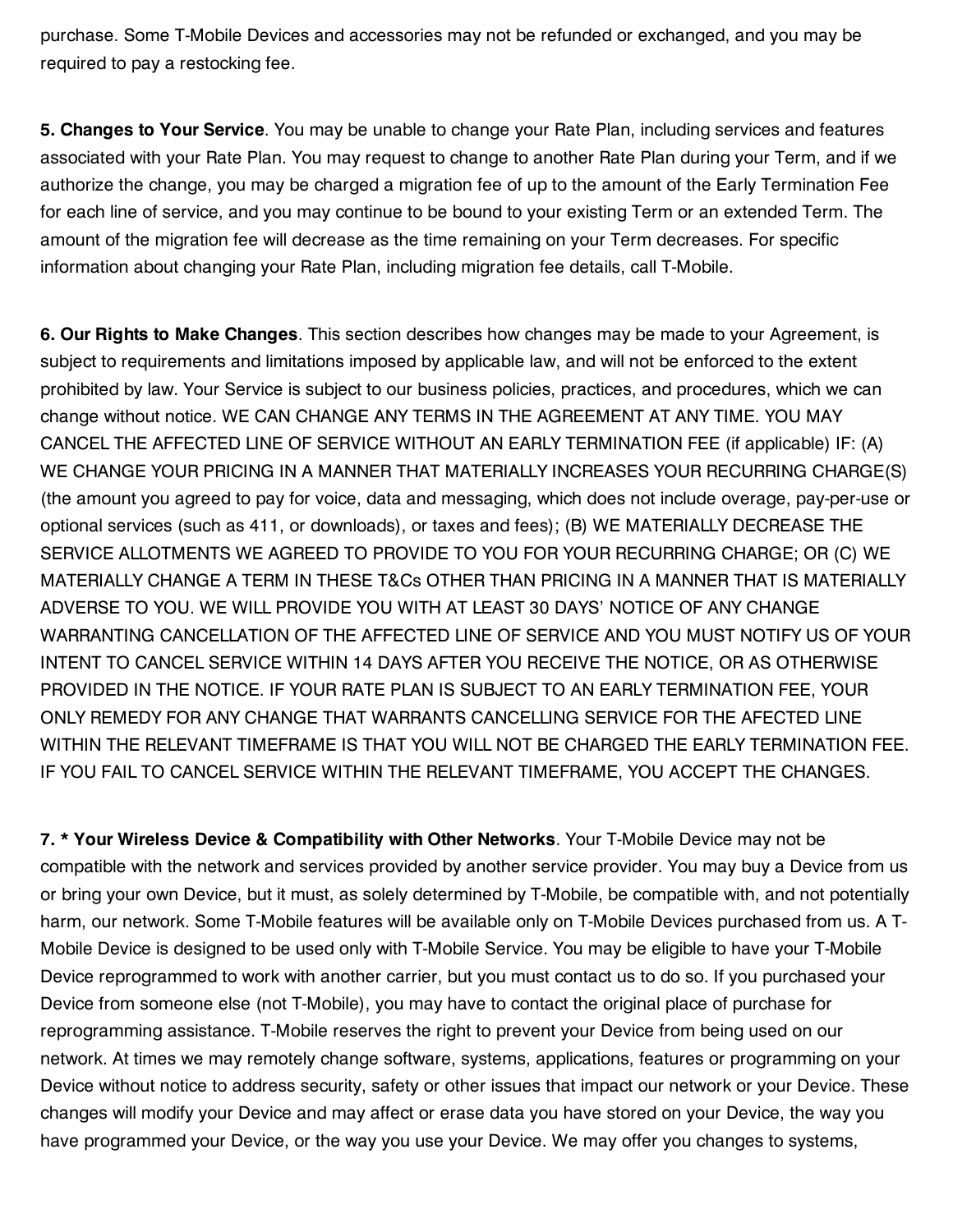purchase. Some T-Mobile Devices and accessories may not be refunded or exchanged, and you may be required to pay a restocking fee.

**5. Changes to Your Service**. You may be unable to change your Rate Plan, including services and features associated with your Rate Plan. You may request to change to another Rate Plan during your Term, and if we authorize the change, you may be charged a migration fee of up to the amount of the Early Termination Fee for each line of service, and you may continue to be bound to your existing Term or an extended Term. The amount of the migration fee will decrease as the time remaining on your Term decreases. For specific information about changing your Rate Plan, including migration fee details, call T-Mobile.

**6. Our Rights to Make Changes**. This section describes how changes may be made to your Agreement, is subject to requirements and limitations imposed by applicable law, and will not be enforced to the extent prohibited by law. Your Service is subject to our business policies, practices, and procedures, which we can change without notice. WE CAN CHANGE ANY TERMS IN THE AGREEMENT AT ANY TIME. YOU MAY CANCEL THE AFFECTED LINE OF SERVICE WITHOUT AN EARLY TERMINATION FEE (if applicable) IF: (A) WE CHANGE YOUR PRICING IN A MANNER THAT MATERIALLY INCREASES YOUR RECURRING CHARGE(S) (the amount you agreed to pay for voice, data and messaging, which does not include overage, pay-per-use or optional services (such as 411, or downloads), or taxes and fees); (B) WE MATERIALLY DECREASE THE SERVICE ALLOTMENTS WE AGREED TO PROVIDE TO YOU FOR YOUR RECURRING CHARGE; OR (C) WE MATERIALLY CHANGE A TERM IN THESE T&Cs OTHER THAN PRICING IN A MANNER THAT IS MATERIALLY ADVERSE TO YOU. WE WILL PROVIDE YOU WITH AT LEAST 30 DAYS' NOTICE OF ANY CHANGE WARRANTING CANCELLATION OF THE AFFECTED LINE OF SERVICE AND YOU MUST NOTIFY US OF YOUR INTENT TO CANCEL SERVICE WITHIN 14 DAYS AFTER YOU RECEIVE THE NOTICE, OR AS OTHERWISE PROVIDED IN THE NOTICE. IF YOUR RATE PLAN IS SUBJECT TO AN EARLY TERMINATION FEE, YOUR ONLY REMEDY FOR ANY CHANGE THAT WARRANTS CANCELLING SERVICE FOR THE AFECTED LINE WITHIN THE RELEVANT TIMEFRAME IS THAT YOU WILL NOT BE CHARGED THE EARLY TERMINATION FEE. IF YOU FAIL TO CANCEL SERVICE WITHIN THE RELEVANT TIMEFRAME, YOU ACCEPT THE CHANGES.

**7. * Your Wireless Device & Compatibility with Other Networks**. Your T-Mobile Device may not be compatible with the network and services provided by another service provider. You may buy a Device from us or bring your own Device, but it must, as solely determined by T-Mobile, be compatible with, and not potentially harm, our network. Some T-Mobile features will be available only on T-Mobile Devices purchased from us. A T-Mobile Device is designed to be used only with T-Mobile Service. You may be eligible to have your T-Mobile Device reprogrammed to work with another carrier, but you must contact us to do so. If you purchased your Device from someone else (not T-Mobile), you may have to contact the original place of purchase for reprogramming assistance. T-Mobile reserves the right to prevent your Device from being used on our network. At times we may remotely change software, systems, applications, features or programming on your Device without notice to address security, safety or other issues that impact our network or your Device. These changes will modify your Device and may affect or erase data you have stored on your Device, the way you have programmed your Device, or the way you use your Device. We may offer you changes to systems,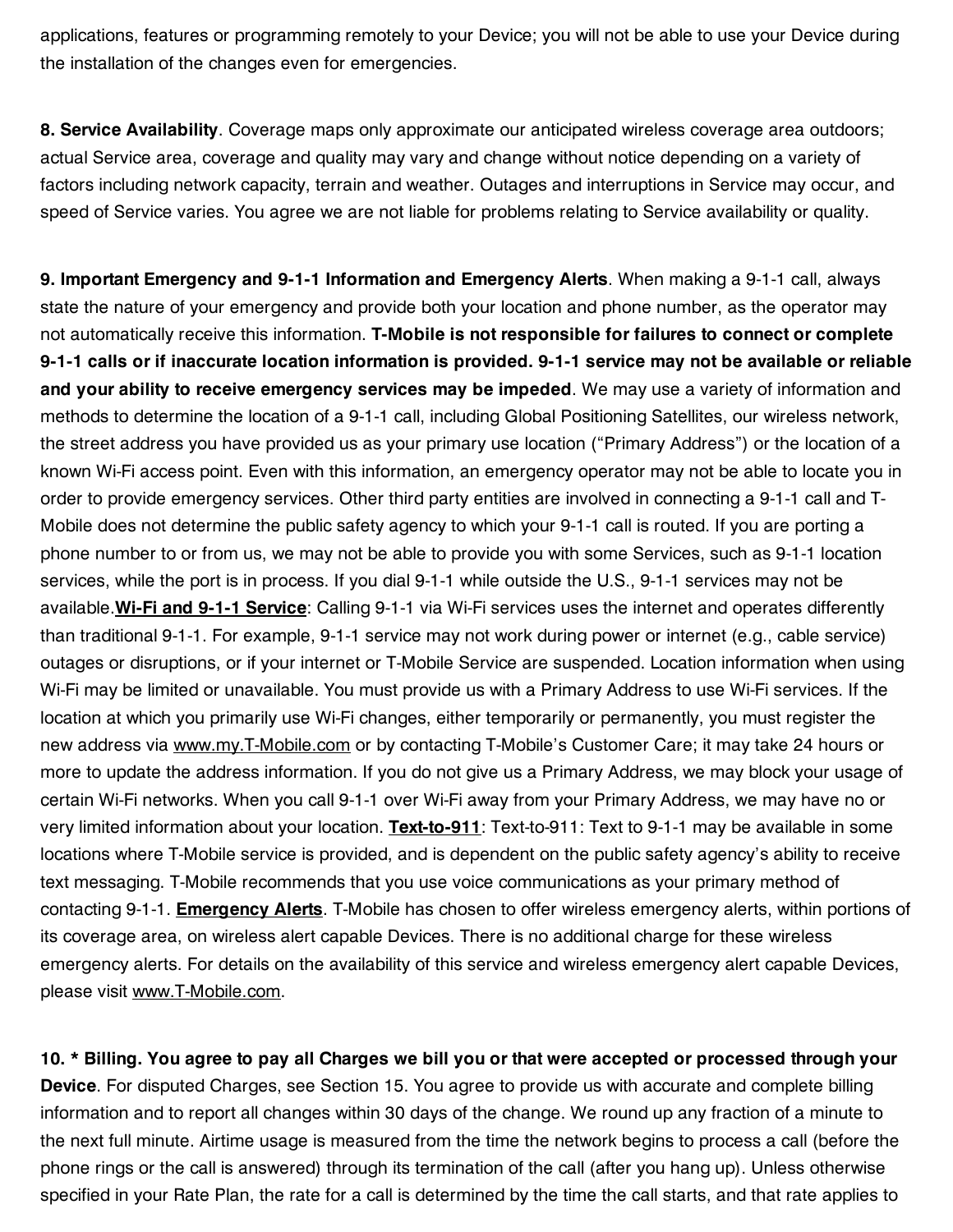applications, features or programming remotely to your Device; you will not be able to use your Device during the installation of the changes even for emergencies.

**8. Service Availability**. Coverage maps only approximate our anticipated wireless coverage area outdoors; actual Service area, coverage and quality may vary and change without notice depending on a variety of factors including network capacity, terrain and weather. Outages and interruptions in Service may occur, and speed of Service varies. You agree we are not liable for problems relating to Service availability or quality.

**9. Important Emergency and 9-1-1 Information and Emergency Alerts**. When making a 9-1-1 call, always state the nature of your emergency and provide both your location and phone number, as the operator may not automatically receive this information. **T-Mobile is not responsible for failures to connect or complete 9-1-1 calls or if inaccurate location information is provided. 9-1-1 service may not be available or reliable and your ability to receive emergency services may be impeded**. We may use a variety of information and methods to determine the location of a 9-1-1 call, including Global Positioning Satellites, our wireless network, the street address you have provided us as your primary use location ("Primary Address") or the location of a known Wi-Fi access point. Even with this information, an emergency operator may not be able to locate you in order to provide emergency services. Other third party entities are involved in connecting a 9-1-1 call and T-Mobile does not determine the public safety agency to which your 9-1-1 call is routed. If you are porting a phone number to or from us, we may not be able to provide you with some Services, such as 9-1-1 location services, while the port is in process. If you dial 9-1-1 while outside the U.S., 9-1-1 services may not be available.**Wi-Fi and 9-1-1 Service**: Calling 9-1-1 via Wi-Fi services uses the internet and operates differently than traditional 9-1-1. For example, 9-1-1 service may not work during power or internet (e.g., cable service) outages or disruptions, or if your internet or T-Mobile Service are suspended. Location information when using Wi-Fi may be limited or unavailable. You must provide us with a Primary Address to use Wi-Fi services. If the location at which you primarily use Wi-Fi changes, either temporarily or permanently, you must register the new address via www.my.T-Mobile.com or by contacting T-Mobile's Customer Care; it may take 24 hours or more to update the address information. If you do not give us a Primary Address, we may block your usage of certain Wi-Fi networks. When you call 9-1-1 over Wi-Fi away from your Primary Address, we may have no or very limited information about your location. **Text-to-911**: Text-to-911: Text to 9-1-1 may be available in some locations where T-Mobile service is provided, and is dependent on the public safety agency's ability to receive text messaging. T-Mobile recommends that you use voice communications as your primary method of contacting 9-1-1. **Emergency Alerts**. T-Mobile has chosen to offer wireless emergency alerts, within portions of its coverage area, on wireless alert capable Devices. There is no additional charge for these wireless emergency alerts. For details on the availability of this service and wireless emergency alert capable Devices, please visit www.T-Mobile.com.

**10. * Billing. You agree to pay all Charges we bill you or that were accepted or processed through your Device**. For disputed Charges, see Section 15. You agree to provide us with accurate and complete billing information and to report all changes within 30 days of the change. We round up any fraction of a minute to the next full minute. Airtime usage is measured from the time the network begins to process a call (before the phone rings or the call is answered) through its termination of the call (after you hang up). Unless otherwise specified in your Rate Plan, the rate for a call is determined by the time the call starts, and that rate applies to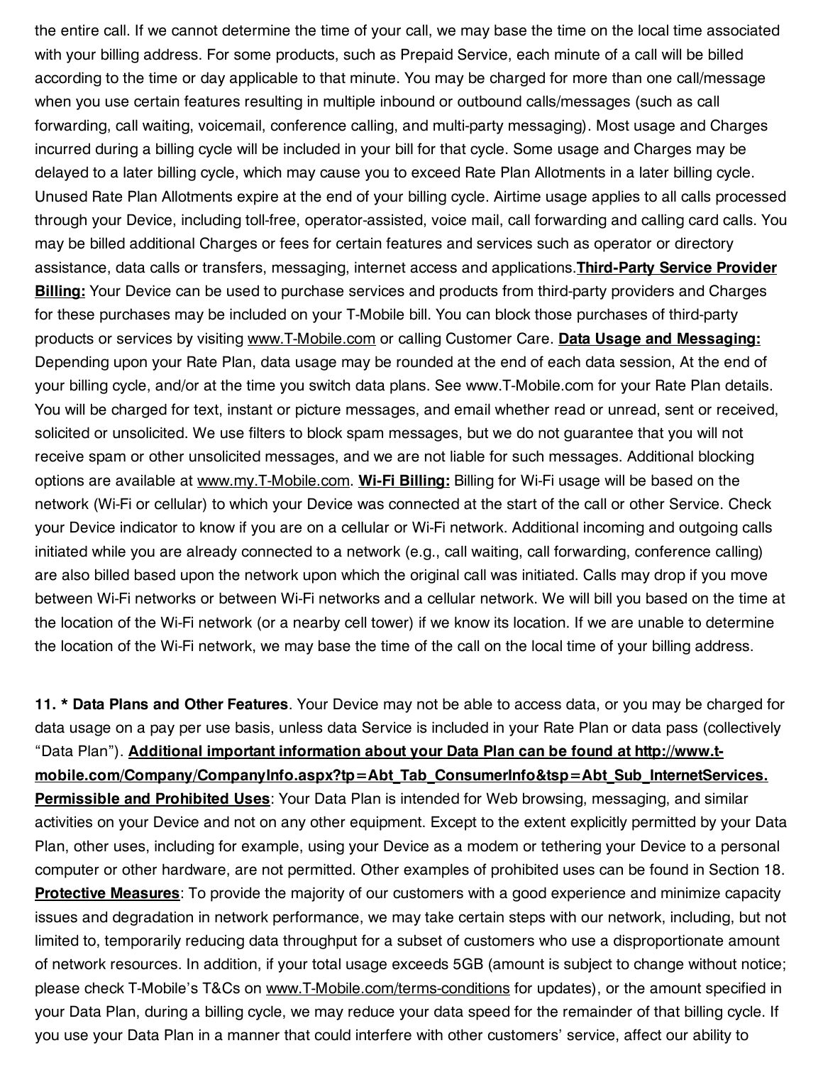the entire call. If we cannot determine the time of your call, we may base the time on the local time associated with your billing address. For some products, such as Prepaid Service, each minute of a call will be billed according to the time or day applicable to that minute. You may be charged for more than one call/message when you use certain features resulting in multiple inbound or outbound calls/messages (such as call forwarding, call waiting, voicemail, conference calling, and multi-party messaging). Most usage and Charges incurred during a billing cycle will be included in your bill for that cycle. Some usage and Charges may be delayed to a later billing cycle, which may cause you to exceed Rate Plan Allotments in a later billing cycle. Unused Rate Plan Allotments expire at the end of your billing cycle. Airtime usage applies to all calls processed through your Device, including toll-free, operator-assisted, voice mail, call forwarding and calling card calls. You may be billed additional Charges or fees for certain features and services such as operator or directory assistance, data calls or transfers, messaging, internet access and applications.**Third-Party Service Provider Billing:** Your Device can be used to purchase services and products from third-party providers and Charges for these purchases may be included on your T-Mobile bill. You can block those purchases of third-party products or services by visiting www.T-Mobile.com or calling Customer Care. **Data Usage and Messaging:** Depending upon your Rate Plan, data usage may be rounded at the end of each data session, At the end of your billing cycle, and/or at the time you switch data plans. See www.T-Mobile.com for your Rate Plan details. You will be charged for text, instant or picture messages, and email whether read or unread, sent or received, solicited or unsolicited. We use filters to block spam messages, but we do not guarantee that you will not receive spam or other unsolicited messages, and we are not liable for such messages. Additional blocking options are available at www.my.T-Mobile.com. **Wi-Fi Billing:** Billing for Wi-Fi usage will be based on the network (Wi-Fi or cellular) to which your Device was connected at the start of the call or other Service. Check your Device indicator to know if you are on a cellular or Wi-Fi network. Additional incoming and outgoing calls initiated while you are already connected to a network (e.g., call waiting, call forwarding, conference calling) are also billed based upon the network upon which the original call was initiated. Calls may drop if you move between Wi-Fi networks or between Wi-Fi networks and a cellular network. We will bill you based on the time at the location of the Wi-Fi network (or a nearby cell tower) if we know its location. If we are unable to determine the location of the Wi-Fi network, we may base the time of the call on the local time of your billing address.

**11. * Data Plans and Other Features**. Your Device may not be able to access data, or you may be charged for data usage on a pay per use basis, unless data Service is included in your Rate Plan or data pass (collectively "Data Plan"). **Additional important information about your Data Plan can be found at http://www.t-mobile.com/Company/CompanyInfo.aspx?tp=Abt_Tab_ConsumerInfo&tsp=Abt_Sub_InternetServices.** **Permissible and Prohibited Uses**: Your Data Plan is intended for Web browsing, messaging, and similar activities on your Device and not on any other equipment. Except to the extent explicitly permitted by your Data Plan, other uses, including for example, using your Device as a modem or tethering your Device to a personal computer or other hardware, are not permitted. Other examples of prohibited uses can be found in Section 18. **Protective Measures**: To provide the majority of our customers with a good experience and minimize capacity issues and degradation in network performance, we may take certain steps with our network, including, but not limited to, temporarily reducing data throughput for a subset of customers who use a disproportionate amount of network resources. In addition, if your total usage exceeds 5GB (amount is subject to change without notice; please check T-Mobile's T&Cs on www.T-Mobile.com/terms-conditions for updates), or the amount specified in your Data Plan, during a billing cycle, we may reduce your data speed for the remainder of that billing cycle. If you use your Data Plan in a manner that could interfere with other customers' service, affect our ability to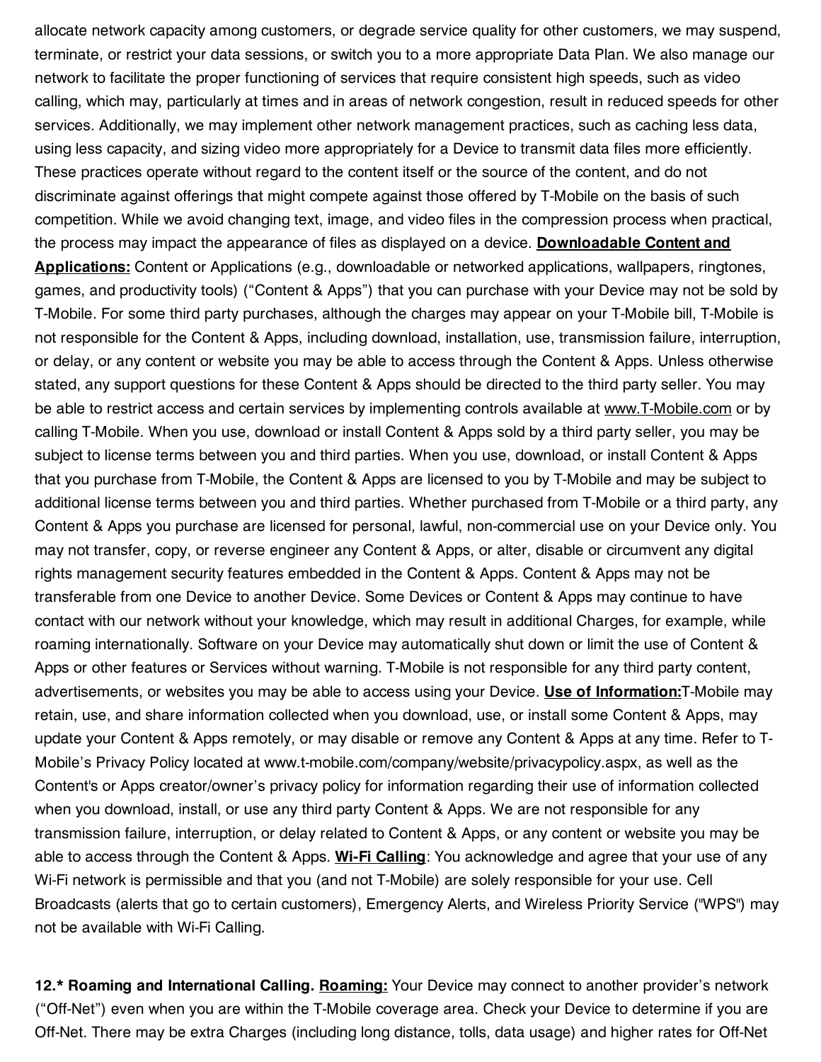allocate network capacity among customers, or degrade service quality for other customers, we may suspend, terminate, or restrict your data sessions, or switch you to a more appropriate Data Plan. We also manage our network to facilitate the proper functioning of services that require consistent high speeds, such as video calling, which may, particularly at times and in areas of network congestion, result in reduced speeds for other services. Additionally, we may implement other network management practices, such as caching less data, using less capacity, and sizing video more appropriately for a Device to transmit data files more efficiently. These practices operate without regard to the content itself or the source of the content, and do not discriminate against offerings that might compete against those offered by T-Mobile on the basis of such competition. While we avoid changing text, image, and video files in the compression process when practical, the process may impact the appearance of files as displayed on a device. **<u>Downloadable Content and Applications:</u>** Content or Applications (e.g., downloadable or networked applications, wallpapers, ringtones, games, and productivity tools) ("Content & Apps") that you can purchase with your Device may not be sold by T-Mobile. For some third party purchases, although the charges may appear on your T-Mobile bill, T-Mobile is not responsible for the Content & Apps, including download, installation, use, transmission failure, interruption, or delay, or any content or website you may be able to access through the Content & Apps. Unless otherwise stated, any support questions for these Content & Apps should be directed to the third party seller. You may be able to restrict access and certain services by implementing controls available at www.T-Mobile.com or by calling T-Mobile. When you use, download or install Content & Apps sold by a third party seller, you may be subject to license terms between you and third parties. When you use, download, or install Content & Apps that you purchase from T-Mobile, the Content & Apps are licensed to you by T-Mobile and may be subject to additional license terms between you and third parties. Whether purchased from T-Mobile or a third party, any Content & Apps you purchase are licensed for personal, lawful, non-commercial use on your Device only. You may not transfer, copy, or reverse engineer any Content & Apps, or alter, disable or circumvent any digital rights management security features embedded in the Content & Apps. Content & Apps may not be transferable from one Device to another Device. Some Devices or Content & Apps may continue to have contact with our network without your knowledge, which may result in additional Charges, for example, while roaming internationally. Software on your Device may automatically shut down or limit the use of Content & Apps or other features or Services without warning. T-Mobile is not responsible for any third party content, advertisements, or websites you may be able to access using your Device. **<u>Use of Information:</u>**T-Mobile may retain, use, and share information collected when you download, use, or install some Content & Apps, may update your Content & Apps remotely, or may disable or remove any Content & Apps at any time. Refer to T-Mobile's Privacy Policy located at www.t-mobile.com/company/website/privacypolicy.aspx, as well as the Content's or Apps creator/owner's privacy policy for information regarding their use of information collected when you download, install, or use any third party Content & Apps. We are not responsible for any transmission failure, interruption, or delay related to Content & Apps, or any content or website you may be able to access through the Content & Apps. **<u>Wi-Fi Calling</u>**: You acknowledge and agree that your use of any Wi-Fi network is permissible and that you (and not T-Mobile) are solely responsible for your use. Cell Broadcasts (alerts that go to certain customers), Emergency Alerts, and Wireless Priority Service ("WPS") may not be available with Wi-Fi Calling.

**12.* Roaming and International Calling. <u>Roaming:</u>** Your Device may connect to another provider's network ("Off-Net") even when you are within the T-Mobile coverage area. Check your Device to determine if you are Off-Net. There may be extra Charges (including long distance, tolls, data usage) and higher rates for Off-Net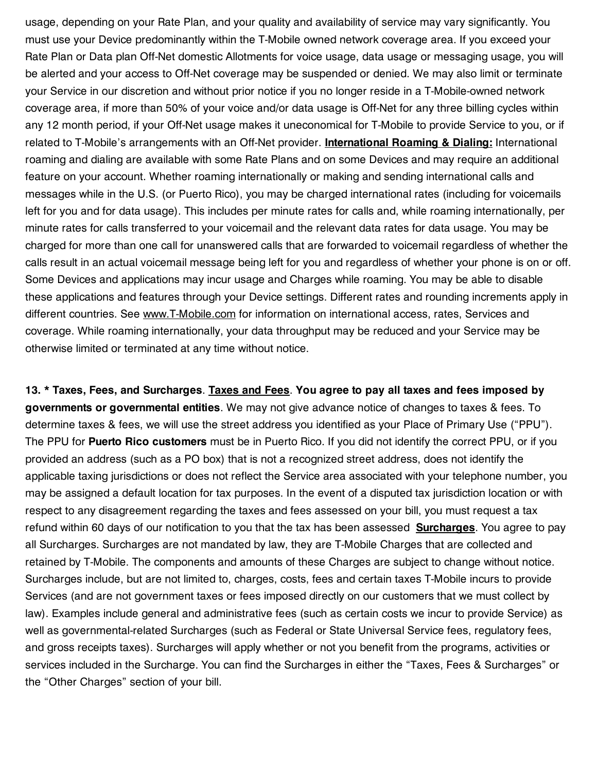usage, depending on your Rate Plan, and your quality and availability of service may vary significantly. You must use your Device predominantly within the T-Mobile owned network coverage area. If you exceed your Rate Plan or Data plan Off-Net domestic Allotments for voice usage, data usage or messaging usage, you will be alerted and your access to Off-Net coverage may be suspended or denied. We may also limit or terminate your Service in our discretion and without prior notice if you no longer reside in a T-Mobile-owned network coverage area, if more than 50% of your voice and/or data usage is Off-Net for any three billing cycles within any 12 month period, if your Off-Net usage makes it uneconomical for T-Mobile to provide Service to you, or if related to T-Mobile's arrangements with an Off-Net provider. **International Roaming & Dialing:** International roaming and dialing are available with some Rate Plans and on some Devices and may require an additional feature on your account. Whether roaming internationally or making and sending international calls and messages while in the U.S. (or Puerto Rico), you may be charged international rates (including for voicemails left for you and for data usage). This includes per minute rates for calls and, while roaming internationally, per minute rates for calls transferred to your voicemail and the relevant data rates for data usage. You may be charged for more than one call for unanswered calls that are forwarded to voicemail regardless of whether the calls result in an actual voicemail message being left for you and regardless of whether your phone is on or off. Some Devices and applications may incur usage and Charges while roaming. You may be able to disable these applications and features through your Device settings. Different rates and rounding increments apply in different countries. See www.T-Mobile.com for information on international access, rates, Services and coverage. While roaming internationally, your data throughput may be reduced and your Service may be otherwise limited or terminated at any time without notice.

**13. * Taxes, Fees, and Surcharges**. **Taxes and Fees**. **You agree to pay all taxes and fees imposed by governments or governmental entities**. We may not give advance notice of changes to taxes & fees. To determine taxes & fees, we will use the street address you identified as your Place of Primary Use ("PPU"). The PPU for **Puerto Rico customers** must be in Puerto Rico. If you did not identify the correct PPU, or if you provided an address (such as a PO box) that is not a recognized street address, does not identify the applicable taxing jurisdictions or does not reflect the Service area associated with your telephone number, you may be assigned a default location for tax purposes. In the event of a disputed tax jurisdiction location or with respect to any disagreement regarding the taxes and fees assessed on your bill, you must request a tax refund within 60 days of our notification to you that the tax has been assessed **Surcharges**. You agree to pay all Surcharges. Surcharges are not mandated by law, they are T-Mobile Charges that are collected and retained by T-Mobile. The components and amounts of these Charges are subject to change without notice. Surcharges include, but are not limited to, charges, costs, fees and certain taxes T-Mobile incurs to provide Services (and are not government taxes or fees imposed directly on our customers that we must collect by law). Examples include general and administrative fees (such as certain costs we incur to provide Service) as well as governmental-related Surcharges (such as Federal or State Universal Service fees, regulatory fees, and gross receipts taxes). Surcharges will apply whether or not you benefit from the programs, activities or services included in the Surcharge. You can find the Surcharges in either the "Taxes, Fees & Surcharges" or the "Other Charges" section of your bill.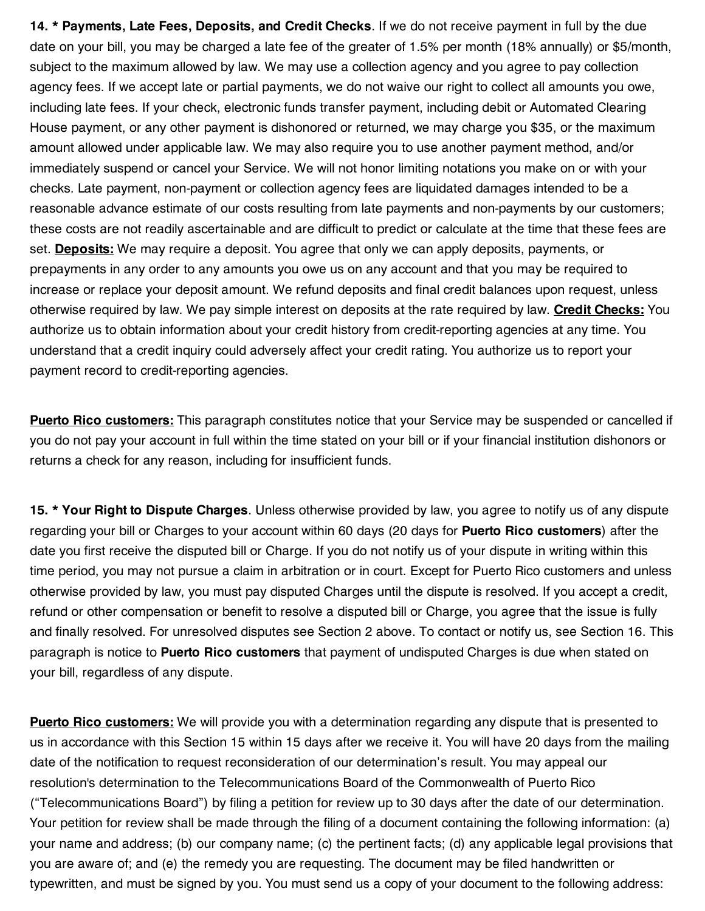**14. * Payments, Late Fees, Deposits, and Credit Checks**. If we do not receive payment in full by the due date on your bill, you may be charged a late fee of the greater of 1.5% per month (18% annually) or $5/month, subject to the maximum allowed by law. We may use a collection agency and you agree to pay collection agency fees. If we accept late or partial payments, we do not waive our right to collect all amounts you owe, including late fees. If your check, electronic funds transfer payment, including debit or Automated Clearing House payment, or any other payment is dishonored or returned, we may charge you $35, or the maximum amount allowed under applicable law. We may also require you to use another payment method, and/or immediately suspend or cancel your Service. We will not honor limiting notations you make on or with your checks. Late payment, non-payment or collection agency fees are liquidated damages intended to be a reasonable advance estimate of our costs resulting from late payments and non-payments by our customers; these costs are not readily ascertainable and are difficult to predict or calculate at the time that these fees are set. **Deposits:** We may require a deposit. You agree that only we can apply deposits, payments, or prepayments in any order to any amounts you owe us on any account and that you may be required to increase or replace your deposit amount. We refund deposits and final credit balances upon request, unless otherwise required by law. We pay simple interest on deposits at the rate required by law. **Credit Checks:** You authorize us to obtain information about your credit history from credit-reporting agencies at any time. You understand that a credit inquiry could adversely affect your credit rating. You authorize us to report your payment record to credit-reporting agencies.

**Puerto Rico customers:** This paragraph constitutes notice that your Service may be suspended or cancelled if you do not pay your account in full within the time stated on your bill or if your financial institution dishonors or returns a check for any reason, including for insufficient funds.

**15. * Your Right to Dispute Charges**. Unless otherwise provided by law, you agree to notify us of any dispute regarding your bill or Charges to your account within 60 days (20 days for **Puerto Rico customers**) after the date you first receive the disputed bill or Charge. If you do not notify us of your dispute in writing within this time period, you may not pursue a claim in arbitration or in court. Except for Puerto Rico customers and unless otherwise provided by law, you must pay disputed Charges until the dispute is resolved. If you accept a credit, refund or other compensation or benefit to resolve a disputed bill or Charge, you agree that the issue is fully and finally resolved. For unresolved disputes see Section 2 above. To contact or notify us, see Section 16. This paragraph is notice to **Puerto Rico customers** that payment of undisputed Charges is due when stated on your bill, regardless of any dispute.

**Puerto Rico customers:** We will provide you with a determination regarding any dispute that is presented to us in accordance with this Section 15 within 15 days after we receive it. You will have 20 days from the mailing date of the notification to request reconsideration of our determination's result. You may appeal our resolution's determination to the Telecommunications Board of the Commonwealth of Puerto Rico ("Telecommunications Board") by filing a petition for review up to 30 days after the date of our determination. Your petition for review shall be made through the filing of a document containing the following information: (a) your name and address; (b) our company name; (c) the pertinent facts; (d) any applicable legal provisions that you are aware of; and (e) the remedy you are requesting. The document may be filed handwritten or typewritten, and must be signed by you. You must send us a copy of your document to the following address: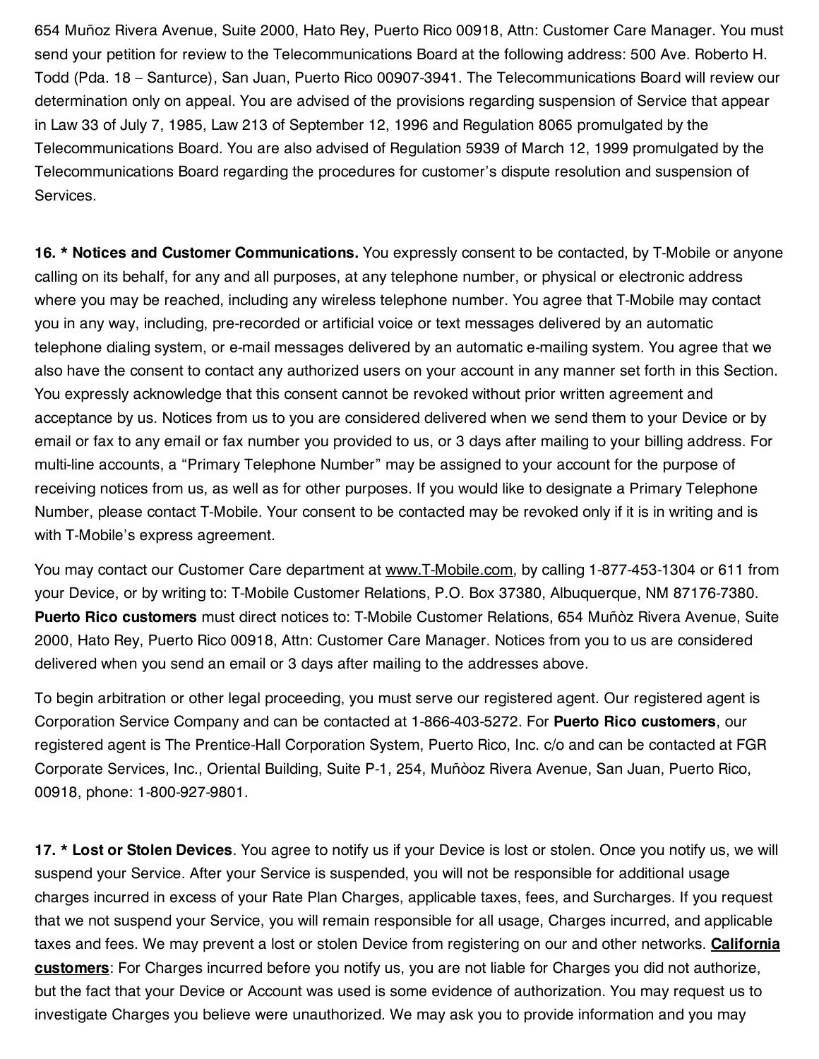654 Muñoz Rivera Avenue, Suite 2000, Hato Rey, Puerto Rico 00918, Attn: Customer Care Manager. You must send your petition for review to the Telecommunications Board at the following address: 500 Ave. Roberto H. Todd (Pda. 18 – Santurce), San Juan, Puerto Rico 00907-3941. The Telecommunications Board will review our determination only on appeal. You are advised of the provisions regarding suspension of Service that appear in Law 33 of July 7, 1985, Law 213 of September 12, 1996 and Regulation 8065 promulgated by the Telecommunications Board. You are also advised of Regulation 5939 of March 12, 1999 promulgated by the Telecommunications Board regarding the procedures for customer's dispute resolution and suspension of Services.

**16. * Notices and Customer Communications.** You expressly consent to be contacted, by T-Mobile or anyone calling on its behalf, for any and all purposes, at any telephone number, or physical or electronic address where you may be reached, including any wireless telephone number. You agree that T-Mobile may contact you in any way, including, pre-recorded or artificial voice or text messages delivered by an automatic telephone dialing system, or e-mail messages delivered by an automatic e-mailing system. You agree that we also have the consent to contact any authorized users on your account in any manner set forth in this Section. You expressly acknowledge that this consent cannot be revoked without prior written agreement and acceptance by us. Notices from us to you are considered delivered when we send them to your Device or by email or fax to any email or fax number you provided to us, or 3 days after mailing to your billing address. For multi-line accounts, a "Primary Telephone Number" may be assigned to your account for the purpose of receiving notices from us, as well as for other purposes. If you would like to designate a Primary Telephone Number, please contact T-Mobile. Your consent to be contacted may be revoked only if it is in writing and is with T-Mobile's express agreement.

You may contact our Customer Care department at www.T-Mobile.com, by calling 1-877-453-1304 or 611 from your Device, or by writing to: T-Mobile Customer Relations, P.O. Box 37380, Albuquerque, NM 87176-7380. **Puerto Rico customers** must direct notices to: T-Mobile Customer Relations, 654 Muñòz Rivera Avenue, Suite 2000, Hato Rey, Puerto Rico 00918, Attn: Customer Care Manager. Notices from you to us are considered delivered when you send an email or 3 days after mailing to the addresses above.

To begin arbitration or other legal proceeding, you must serve our registered agent. Our registered agent is Corporation Service Company and can be contacted at 1-866-403-5272. For **Puerto Rico customers**, our registered agent is The Prentice-Hall Corporation System, Puerto Rico, Inc. c/o and can be contacted at FGR Corporate Services, Inc., Oriental Building, Suite P-1, 254, Muñòoz Rivera Avenue, San Juan, Puerto Rico, 00918, phone: 1-800-927-9801.

**17. * Lost or Stolen Devices**. You agree to notify us if your Device is lost or stolen. Once you notify us, we will suspend your Service. After your Service is suspended, you will not be responsible for additional usage charges incurred in excess of your Rate Plan Charges, applicable taxes, fees, and Surcharges. If you request that we not suspend your Service, you will remain responsible for all usage, Charges incurred, and applicable taxes and fees. We may prevent a lost or stolen Device from registering on our and other networks. **California customers**: For Charges incurred before you notify us, you are not liable for Charges you did not authorize, but the fact that your Device or Account was used is some evidence of authorization. You may request us to investigate Charges you believe were unauthorized. We may ask you to provide information and you may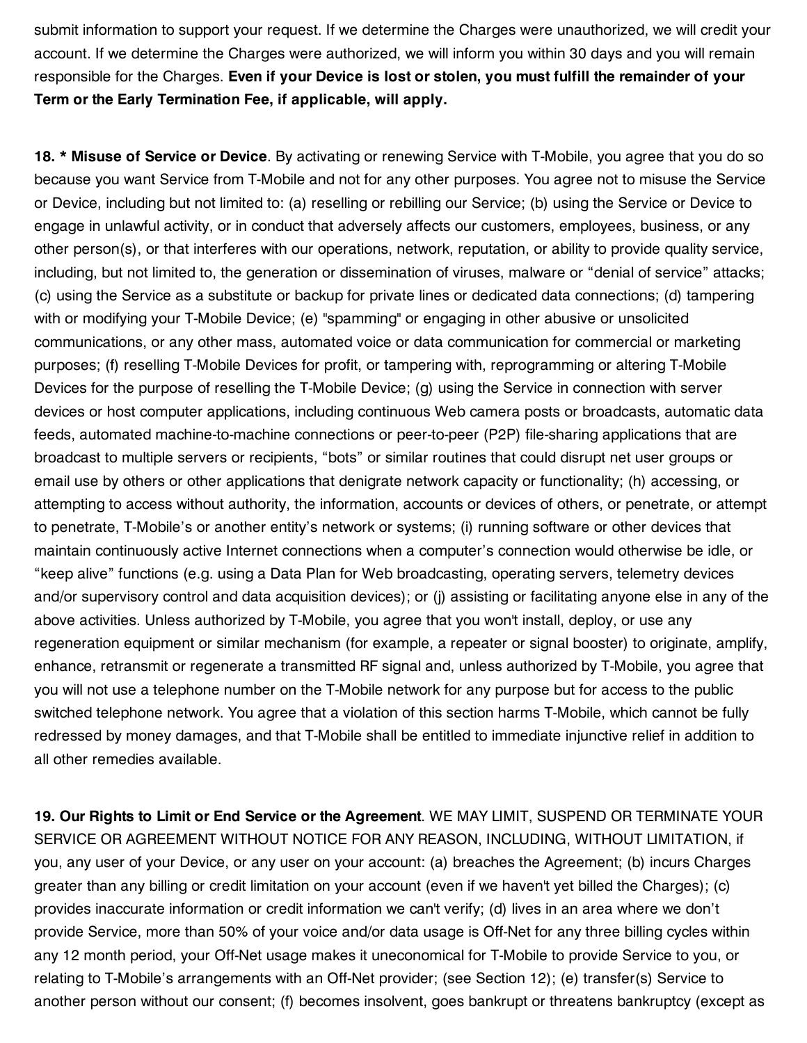submit information to support your request. If we determine the Charges were unauthorized, we will credit your account. If we determine the Charges were authorized, we will inform you within 30 days and you will remain responsible for the Charges. **Even if your Device is lost or stolen, you must fulfill the remainder of your Term or the Early Termination Fee, if applicable, will apply.**

**18. * Misuse of Service or Device**. By activating or renewing Service with T-Mobile, you agree that you do so because you want Service from T-Mobile and not for any other purposes. You agree not to misuse the Service or Device, including but not limited to: (a) reselling or rebilling our Service; (b) using the Service or Device to engage in unlawful activity, or in conduct that adversely affects our customers, employees, business, or any other person(s), or that interferes with our operations, network, reputation, or ability to provide quality service, including, but not limited to, the generation or dissemination of viruses, malware or "denial of service" attacks; (c) using the Service as a substitute or backup for private lines or dedicated data connections; (d) tampering with or modifying your T-Mobile Device; (e) "spamming" or engaging in other abusive or unsolicited communications, or any other mass, automated voice or data communication for commercial or marketing purposes; (f) reselling T-Mobile Devices for profit, or tampering with, reprogramming or altering T-Mobile Devices for the purpose of reselling the T-Mobile Device; (g) using the Service in connection with server devices or host computer applications, including continuous Web camera posts or broadcasts, automatic data feeds, automated machine-to-machine connections or peer-to-peer (P2P) file-sharing applications that are broadcast to multiple servers or recipients, "bots" or similar routines that could disrupt net user groups or email use by others or other applications that denigrate network capacity or functionality; (h) accessing, or attempting to access without authority, the information, accounts or devices of others, or penetrate, or attempt to penetrate, T-Mobile's or another entity's network or systems; (i) running software or other devices that maintain continuously active Internet connections when a computer's connection would otherwise be idle, or "keep alive" functions (e.g. using a Data Plan for Web broadcasting, operating servers, telemetry devices and/or supervisory control and data acquisition devices); or (j) assisting or facilitating anyone else in any of the above activities. Unless authorized by T-Mobile, you agree that you won't install, deploy, or use any regeneration equipment or similar mechanism (for example, a repeater or signal booster) to originate, amplify, enhance, retransmit or regenerate a transmitted RF signal and, unless authorized by T-Mobile, you agree that you will not use a telephone number on the T-Mobile network for any purpose but for access to the public switched telephone network. You agree that a violation of this section harms T-Mobile, which cannot be fully redressed by money damages, and that T-Mobile shall be entitled to immediate injunctive relief in addition to all other remedies available.

**19. Our Rights to Limit or End Service or the Agreement**. WE MAY LIMIT, SUSPEND OR TERMINATE YOUR SERVICE OR AGREEMENT WITHOUT NOTICE FOR ANY REASON, INCLUDING, WITHOUT LIMITATION, if you, any user of your Device, or any user on your account: (a) breaches the Agreement; (b) incurs Charges greater than any billing or credit limitation on your account (even if we haven't yet billed the Charges); (c) provides inaccurate information or credit information we can't verify; (d) lives in an area where we don't provide Service, more than 50% of your voice and/or data usage is Off-Net for any three billing cycles within any 12 month period, your Off-Net usage makes it uneconomical for T-Mobile to provide Service to you, or relating to T-Mobile's arrangements with an Off-Net provider; (see Section 12); (e) transfer(s) Service to another person without our consent; (f) becomes insolvent, goes bankrupt or threatens bankruptcy (except as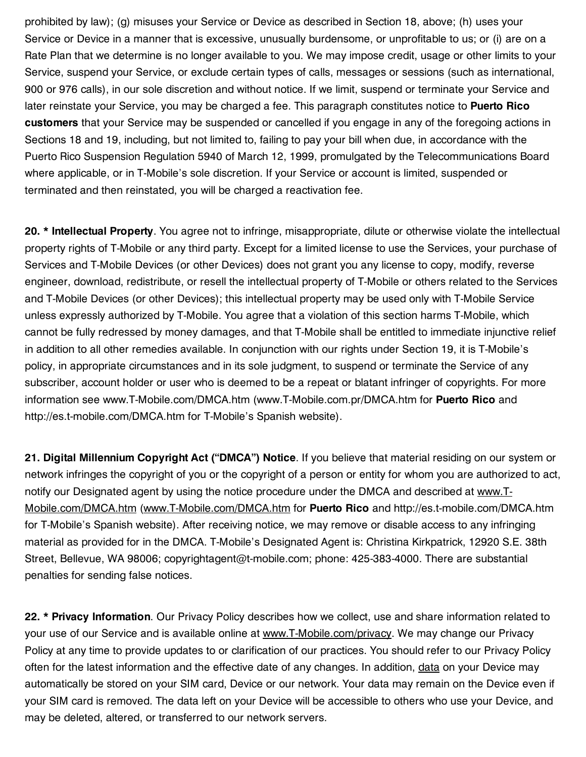prohibited by law); (g) misuses your Service or Device as described in Section 18, above; (h) uses your Service or Device in a manner that is excessive, unusually burdensome, or unprofitable to us; or (i) are on a Rate Plan that we determine is no longer available to you. We may impose credit, usage or other limits to your Service, suspend your Service, or exclude certain types of calls, messages or sessions (such as international, 900 or 976 calls), in our sole discretion and without notice. If we limit, suspend or terminate your Service and later reinstate your Service, you may be charged a fee. This paragraph constitutes notice to **Puerto Rico customers** that your Service may be suspended or cancelled if you engage in any of the foregoing actions in Sections 18 and 19, including, but not limited to, failing to pay your bill when due, in accordance with the Puerto Rico Suspension Regulation 5940 of March 12, 1999, promulgated by the Telecommunications Board where applicable, or in T-Mobile's sole discretion. If your Service or account is limited, suspended or terminated and then reinstated, you will be charged a reactivation fee.

**20. * Intellectual Property**. You agree not to infringe, misappropriate, dilute or otherwise violate the intellectual property rights of T-Mobile or any third party. Except for a limited license to use the Services, your purchase of Services and T-Mobile Devices (or other Devices) does not grant you any license to copy, modify, reverse engineer, download, redistribute, or resell the intellectual property of T-Mobile or others related to the Services and T-Mobile Devices (or other Devices); this intellectual property may be used only with T-Mobile Service unless expressly authorized by T-Mobile. You agree that a violation of this section harms T-Mobile, which cannot be fully redressed by money damages, and that T-Mobile shall be entitled to immediate injunctive relief in addition to all other remedies available. In conjunction with our rights under Section 19, it is T-Mobile's policy, in appropriate circumstances and in its sole judgment, to suspend or terminate the Service of any subscriber, account holder or user who is deemed to be a repeat or blatant infringer of copyrights. For more information see www.T-Mobile.com/DMCA.htm (www.T-Mobile.com.pr/DMCA.htm for **Puerto Rico** and http://es.t-mobile.com/DMCA.htm for T-Mobile's Spanish website).

**21. Digital Millennium Copyright Act ("DMCA") Notice**. If you believe that material residing on our system or network infringes the copyright of you or the copyright of a person or entity for whom you are authorized to act, notify our Designated agent by using the notice procedure under the DMCA and described at www.T-Mobile.com/DMCA.htm (www.T-Mobile.com/DMCA.htm for **Puerto Rico** and http://es.t-mobile.com/DMCA.htm for T-Mobile's Spanish website). After receiving notice, we may remove or disable access to any infringing material as provided for in the DMCA. T-Mobile's Designated Agent is: Christina Kirkpatrick, 12920 S.E. 38th Street, Bellevue, WA 98006; copyrightagent@t-mobile.com; phone: 425-383-4000. There are substantial penalties for sending false notices.

**22. * Privacy Information**. Our Privacy Policy describes how we collect, use and share information related to your use of our Service and is available online at www.T-Mobile.com/privacy. We may change our Privacy Policy at any time to provide updates to or clarification of our practices. You should refer to our Privacy Policy often for the latest information and the effective date of any changes. In addition, data on your Device may automatically be stored on your SIM card, Device or our network. Your data may remain on the Device even if your SIM card is removed. The data left on your Device will be accessible to others who use your Device, and may be deleted, altered, or transferred to our network servers.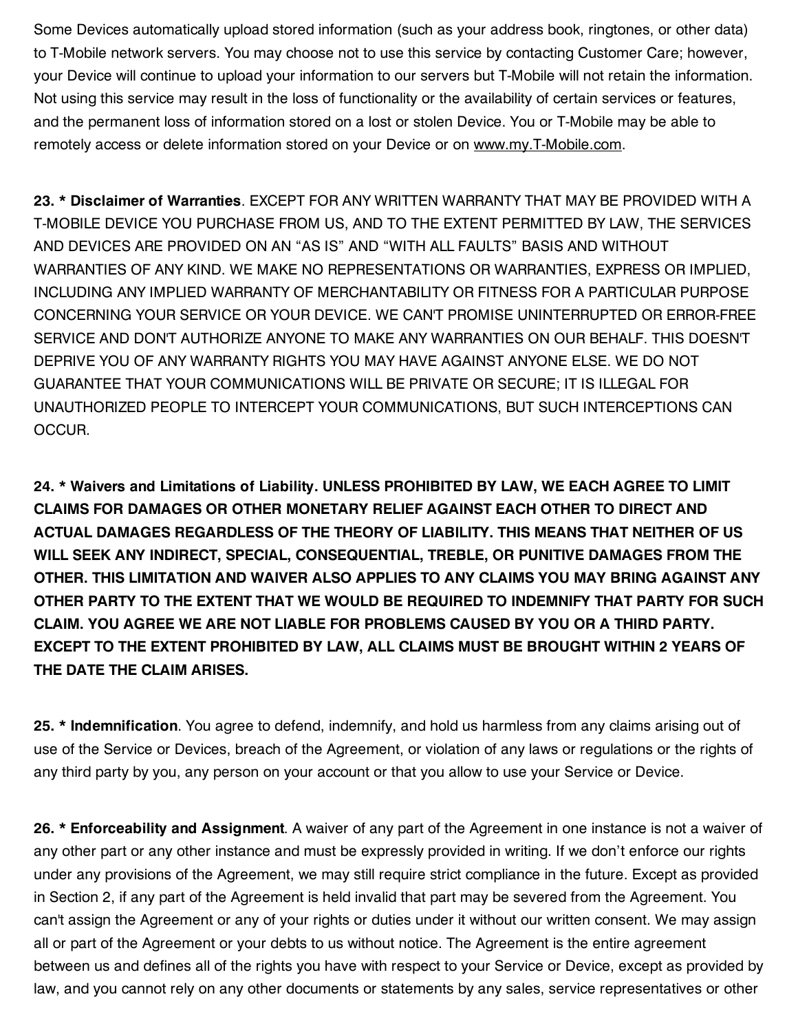Some Devices automatically upload stored information (such as your address book, ringtones, or other data) to T-Mobile network servers. You may choose not to use this service by contacting Customer Care; however, your Device will continue to upload your information to our servers but T-Mobile will not retain the information. Not using this service may result in the loss of functionality or the availability of certain services or features, and the permanent loss of information stored on a lost or stolen Device. You or T-Mobile may be able to remotely access or delete information stored on your Device or on www.my.T-Mobile.com.

**23. * Disclaimer of Warranties**. EXCEPT FOR ANY WRITTEN WARRANTY THAT MAY BE PROVIDED WITH A T-MOBILE DEVICE YOU PURCHASE FROM US, AND TO THE EXTENT PERMITTED BY LAW, THE SERVICES AND DEVICES ARE PROVIDED ON AN “AS IS” AND “WITH ALL FAULTS” BASIS AND WITHOUT WARRANTIES OF ANY KIND. WE MAKE NO REPRESENTATIONS OR WARRANTIES, EXPRESS OR IMPLIED, INCLUDING ANY IMPLIED WARRANTY OF MERCHANTABILITY OR FITNESS FOR A PARTICULAR PURPOSE CONCERNING YOUR SERVICE OR YOUR DEVICE. WE CAN'T PROMISE UNINTERRUPTED OR ERROR-FREE SERVICE AND DON'T AUTHORIZE ANYONE TO MAKE ANY WARRANTIES ON OUR BEHALF. THIS DOESN'T DEPRIVE YOU OF ANY WARRANTY RIGHTS YOU MAY HAVE AGAINST ANYONE ELSE. WE DO NOT GUARANTEE THAT YOUR COMMUNICATIONS WILL BE PRIVATE OR SECURE; IT IS ILLEGAL FOR UNAUTHORIZED PEOPLE TO INTERCEPT YOUR COMMUNICATIONS, BUT SUCH INTERCEPTIONS CAN OCCUR.

**24. * Waivers and Limitations of Liability. UNLESS PROHIBITED BY LAW, WE EACH AGREE TO LIMIT CLAIMS FOR DAMAGES OR OTHER MONETARY RELIEF AGAINST EACH OTHER TO DIRECT AND ACTUAL DAMAGES REGARDLESS OF THE THEORY OF LIABILITY. THIS MEANS THAT NEITHER OF US WILL SEEK ANY INDIRECT, SPECIAL, CONSEQUENTIAL, TREBLE, OR PUNITIVE DAMAGES FROM THE OTHER. THIS LIMITATION AND WAIVER ALSO APPLIES TO ANY CLAIMS YOU MAY BRING AGAINST ANY OTHER PARTY TO THE EXTENT THAT WE WOULD BE REQUIRED TO INDEMNIFY THAT PARTY FOR SUCH CLAIM. YOU AGREE WE ARE NOT LIABLE FOR PROBLEMS CAUSED BY YOU OR A THIRD PARTY. EXCEPT TO THE EXTENT PROHIBITED BY LAW, ALL CLAIMS MUST BE BROUGHT WITHIN 2 YEARS OF THE DATE THE CLAIM ARISES.**

**25. * Indemnification**. You agree to defend, indemnify, and hold us harmless from any claims arising out of use of the Service or Devices, breach of the Agreement, or violation of any laws or regulations or the rights of any third party by you, any person on your account or that you allow to use your Service or Device.

**26. * Enforceability and Assignment**. A waiver of any part of the Agreement in one instance is not a waiver of any other part or any other instance and must be expressly provided in writing. If we don’t enforce our rights under any provisions of the Agreement, we may still require strict compliance in the future. Except as provided in Section 2, if any part of the Agreement is held invalid that part may be severed from the Agreement. You can't assign the Agreement or any of your rights or duties under it without our written consent. We may assign all or part of the Agreement or your debts to us without notice. The Agreement is the entire agreement between us and defines all of the rights you have with respect to your Service or Device, except as provided by law, and you cannot rely on any other documents or statements by any sales, service representatives or other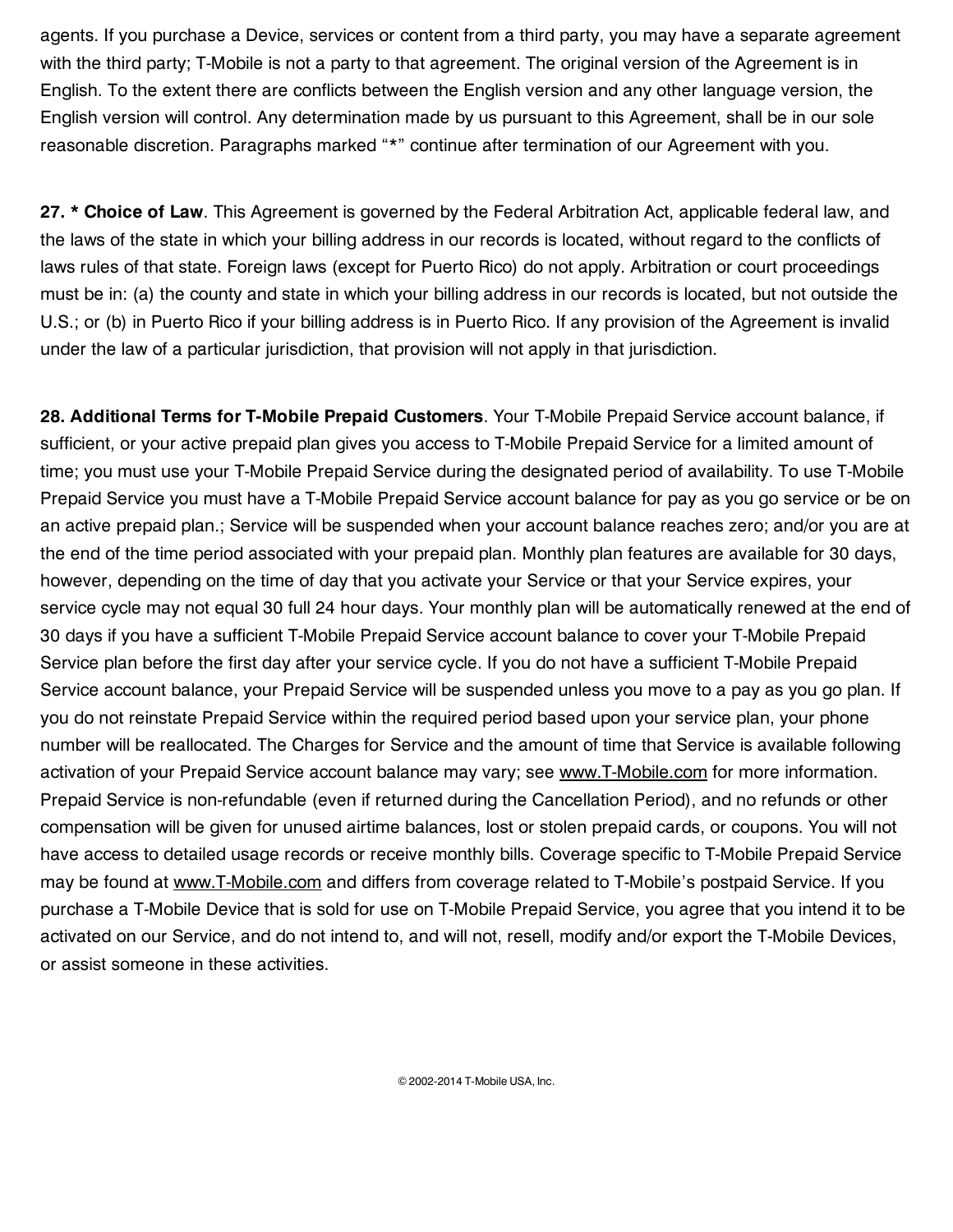agents. If you purchase a Device, services or content from a third party, you may have a separate agreement with the third party; T-Mobile is not a party to that agreement. The original version of the Agreement is in English. To the extent there are conflicts between the English version and any other language version, the English version will control. Any determination made by us pursuant to this Agreement, shall be in our sole reasonable discretion. Paragraphs marked "*" continue after termination of our Agreement with you.

**27. * Choice of Law**. This Agreement is governed by the Federal Arbitration Act, applicable federal law, and the laws of the state in which your billing address in our records is located, without regard to the conflicts of laws rules of that state. Foreign laws (except for Puerto Rico) do not apply. Arbitration or court proceedings must be in: (a) the county and state in which your billing address in our records is located, but not outside the U.S.; or (b) in Puerto Rico if your billing address is in Puerto Rico. If any provision of the Agreement is invalid under the law of a particular jurisdiction, that provision will not apply in that jurisdiction.

**28. Additional Terms for T-Mobile Prepaid Customers**. Your T-Mobile Prepaid Service account balance, if sufficient, or your active prepaid plan gives you access to T-Mobile Prepaid Service for a limited amount of time; you must use your T-Mobile Prepaid Service during the designated period of availability. To use T-Mobile Prepaid Service you must have a T-Mobile Prepaid Service account balance for pay as you go service or be on an active prepaid plan.; Service will be suspended when your account balance reaches zero; and/or you are at the end of the time period associated with your prepaid plan. Monthly plan features are available for 30 days, however, depending on the time of day that you activate your Service or that your Service expires, your service cycle may not equal 30 full 24 hour days. Your monthly plan will be automatically renewed at the end of 30 days if you have a sufficient T-Mobile Prepaid Service account balance to cover your T-Mobile Prepaid Service plan before the first day after your service cycle. If you do not have a sufficient T-Mobile Prepaid Service account balance, your Prepaid Service will be suspended unless you move to a pay as you go plan. If you do not reinstate Prepaid Service within the required period based upon your service plan, your phone number will be reallocated. The Charges for Service and the amount of time that Service is available following activation of your Prepaid Service account balance may vary; see www.T-Mobile.com for more information. Prepaid Service is non-refundable (even if returned during the Cancellation Period), and no refunds or other compensation will be given for unused airtime balances, lost or stolen prepaid cards, or coupons. You will not have access to detailed usage records or receive monthly bills. Coverage specific to T-Mobile Prepaid Service may be found at www.T-Mobile.com and differs from coverage related to T-Mobile's postpaid Service. If you purchase a T-Mobile Device that is sold for use on T-Mobile Prepaid Service, you agree that you intend it to be activated on our Service, and do not intend to, and will not, resell, modify and/or export the T-Mobile Devices, or assist someone in these activities.

© 2002-2014 T-Mobile USA, Inc.